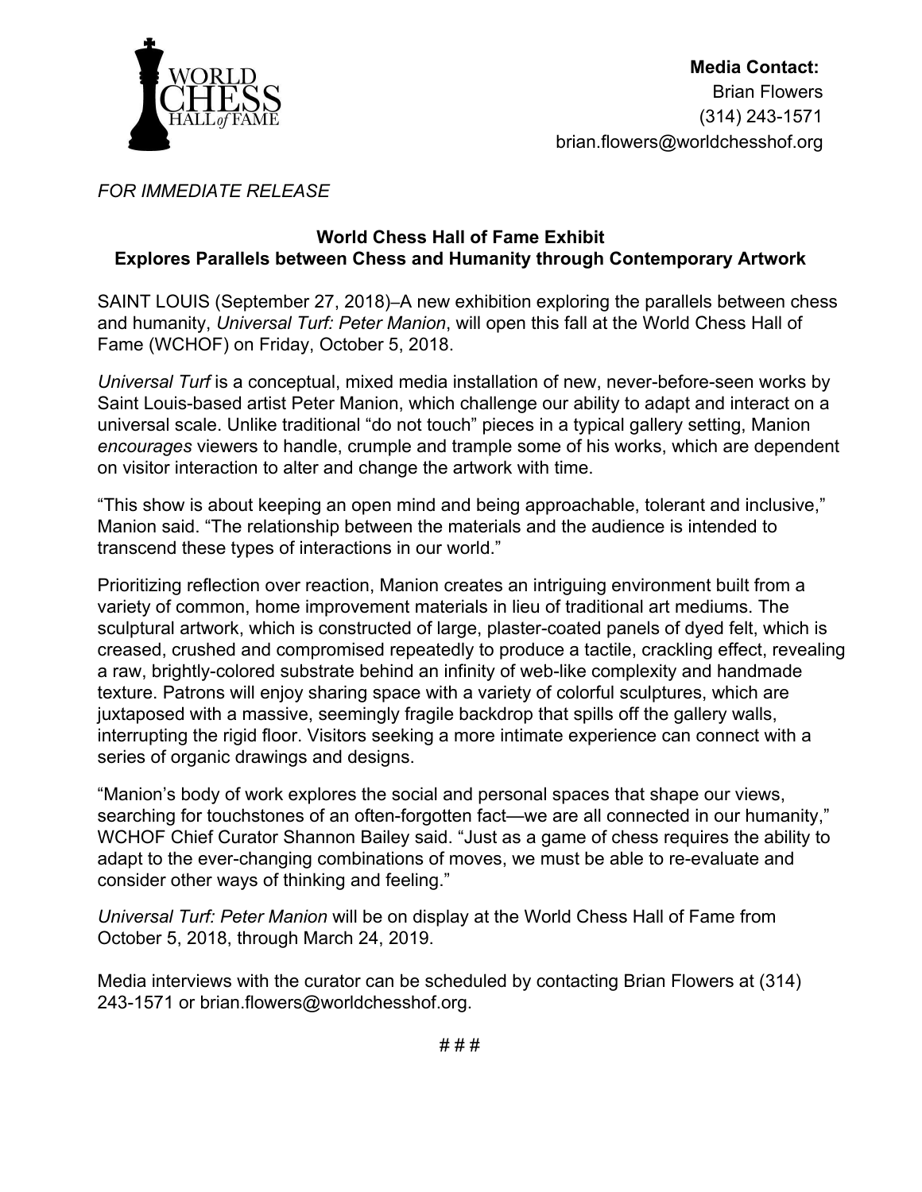**Media Contact:**
Brian Flowers
(314) 243-1571
brian.flowers@worldchesshof.org

*FOR IMMEDIATE RELEASE*

**World Chess Hall of Fame Exhibit**
**Explores Parallels between Chess and Humanity through Contemporary Artwork**

SAINT LOUIS (September 27, 2018)–A new exhibition exploring the parallels between chess and humanity, *Universal Turf: Peter Manion*, will open this fall at the World Chess Hall of Fame (WCHOF) on Friday, October 5, 2018.

*Universal Turf* is a conceptual, mixed media installation of new, never-before-seen works by Saint Louis-based artist Peter Manion, which challenge our ability to adapt and interact on a universal scale. Unlike traditional "do not touch" pieces in a typical gallery setting, Manion *encourages* viewers to handle, crumple and trample some of his works, which are dependent on visitor interaction to alter and change the artwork with time.

"This show is about keeping an open mind and being approachable, tolerant and inclusive," Manion said. "The relationship between the materials and the audience is intended to transcend these types of interactions in our world."

Prioritizing reflection over reaction, Manion creates an intriguing environment built from a variety of common, home improvement materials in lieu of traditional art mediums. The sculptural artwork, which is constructed of large, plaster-coated panels of dyed felt, which is creased, crushed and compromised repeatedly to produce a tactile, crackling effect, revealing a raw, brightly-colored substrate behind an infinity of web-like complexity and handmade texture. Patrons will enjoy sharing space with a variety of colorful sculptures, which are juxtaposed with a massive, seemingly fragile backdrop that spills off the gallery walls, interrupting the rigid floor. Visitors seeking a more intimate experience can connect with a series of organic drawings and designs.

"Manion's body of work explores the social and personal spaces that shape our views, searching for touchstones of an often-forgotten fact—we are all connected in our humanity," WCHOF Chief Curator Shannon Bailey said. "Just as a game of chess requires the ability to adapt to the ever-changing combinations of moves, we must be able to re-evaluate and consider other ways of thinking and feeling."

*Universal Turf: Peter Manion* will be on display at the World Chess Hall of Fame from October 5, 2018, through March 24, 2019.

Media interviews with the curator can be scheduled by contacting Brian Flowers at (314) 243-1571 or brian.flowers@worldchesshof.org.

# # #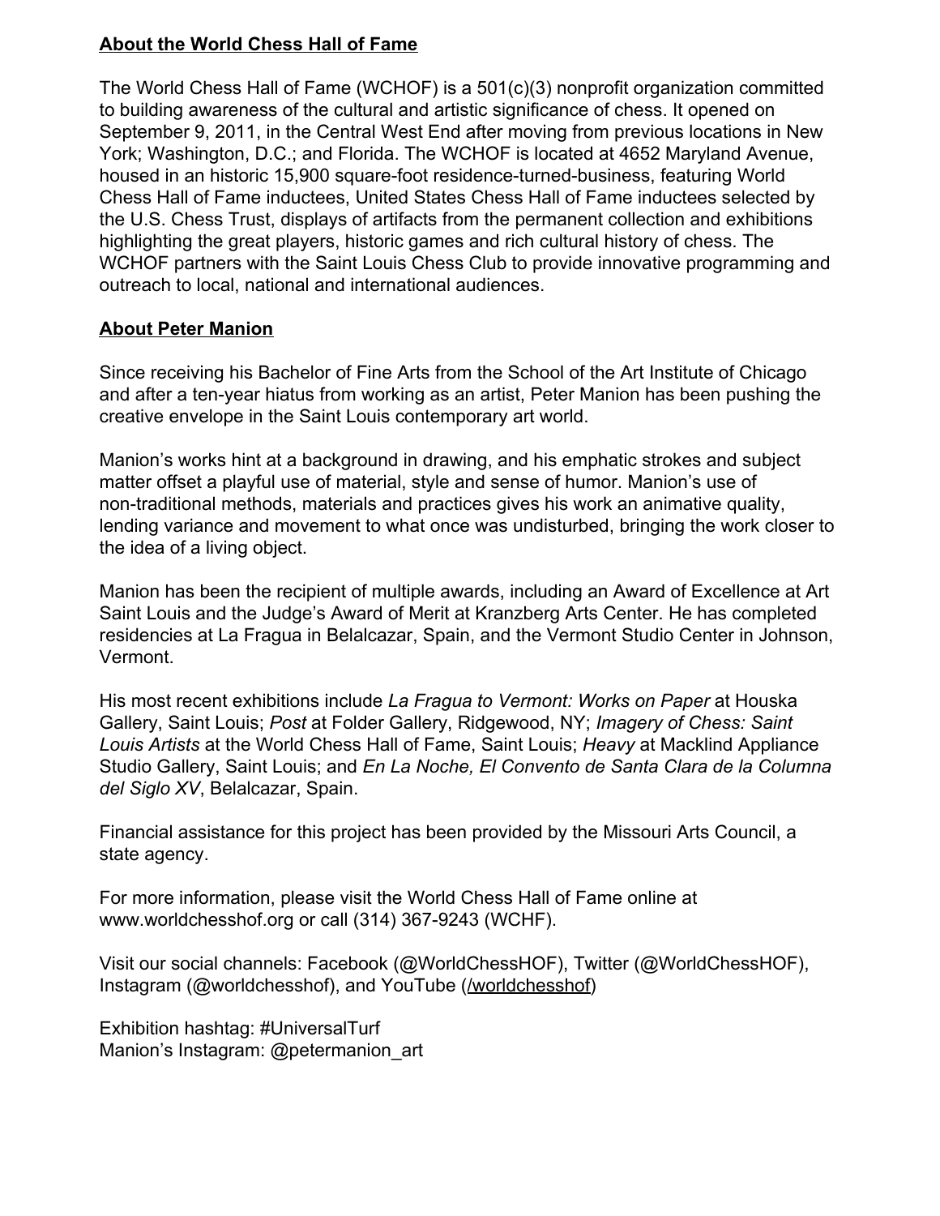## About the World Chess Hall of Fame

The World Chess Hall of Fame (WCHOF) is a 501(c)(3) nonprofit organization committed to building awareness of the cultural and artistic significance of chess. It opened on September 9, 2011, in the Central West End after moving from previous locations in New York; Washington, D.C.; and Florida. The WCHOF is located at 4652 Maryland Avenue, housed in an historic 15,900 square-foot residence-turned-business, featuring World Chess Hall of Fame inductees, United States Chess Hall of Fame inductees selected by the U.S. Chess Trust, displays of artifacts from the permanent collection and exhibitions highlighting the great players, historic games and rich cultural history of chess. The WCHOF partners with the Saint Louis Chess Club to provide innovative programming and outreach to local, national and international audiences.

## About Peter Manion

Since receiving his Bachelor of Fine Arts from the School of the Art Institute of Chicago and after a ten-year hiatus from working as an artist, Peter Manion has been pushing the creative envelope in the Saint Louis contemporary art world.

Manion's works hint at a background in drawing, and his emphatic strokes and subject matter offset a playful use of material, style and sense of humor. Manion's use of non-traditional methods, materials and practices gives his work an animative quality, lending variance and movement to what once was undisturbed, bringing the work closer to the idea of a living object.

Manion has been the recipient of multiple awards, including an Award of Excellence at Art Saint Louis and the Judge's Award of Merit at Kranzberg Arts Center. He has completed residencies at La Fragua in Belalcazar, Spain, and the Vermont Studio Center in Johnson, Vermont.

His most recent exhibitions include *La Fragua to Vermont: Works on Paper* at Houska Gallery, Saint Louis; *Post* at Folder Gallery, Ridgewood, NY; *Imagery of Chess: Saint Louis Artists* at the World Chess Hall of Fame, Saint Louis; *Heavy* at Macklind Appliance Studio Gallery, Saint Louis; and *En La Noche, El Convento de Santa Clara de la Columna del Siglo XV*, Belalcazar, Spain.

Financial assistance for this project has been provided by the Missouri Arts Council, a state agency.

For more information, please visit the World Chess Hall of Fame online at www.worldchesshof.org or call (314) 367-9243 (WCHF).

Visit our social channels: Facebook (@WorldChessHOF), Twitter (@WorldChessHOF), Instagram (@worldchesshof), and YouTube (/worldchesshof)

Exhibition hashtag: #UniversalTurf
Manion's Instagram: @petermanion_art